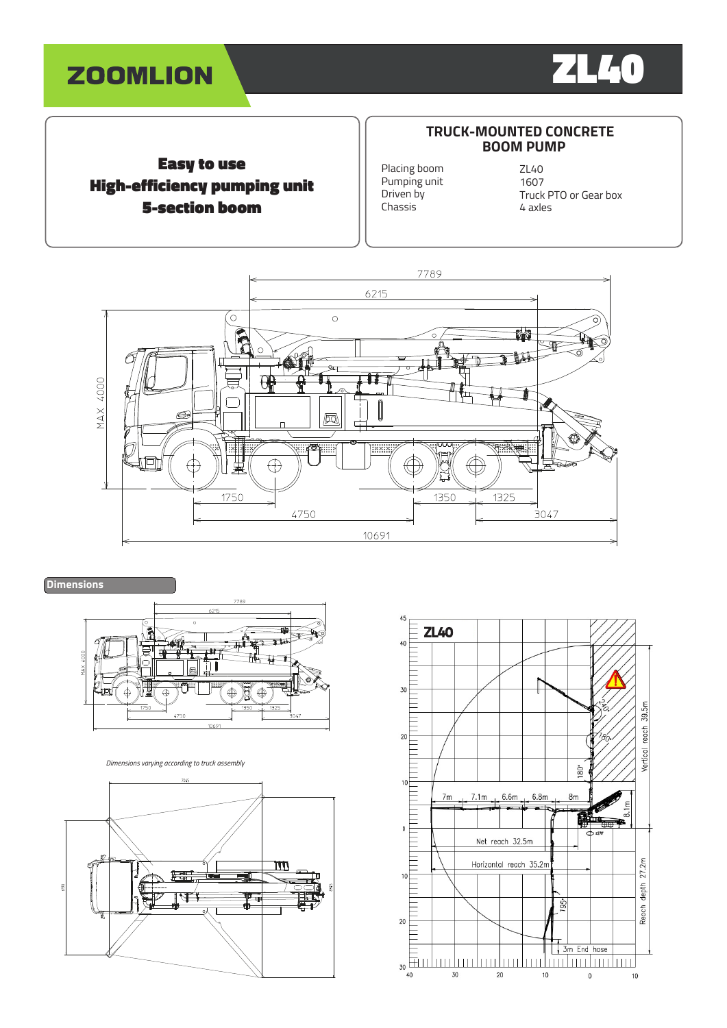# ZOOMLION ZL40

**Easy to use**
**High-efficiency pumping unit**
**5-section boom**

## TRUCK-MOUNTED CONCRETE BOOM PUMP

| | |
|---|---|
| Placing boom | ZL40 |
| Pumping unit | 1607 |
| Driven by | Truck PTO or Gear box |
| Chassis | 4 axles |

## Dimensions

*Dimensions varying according to truck assembly*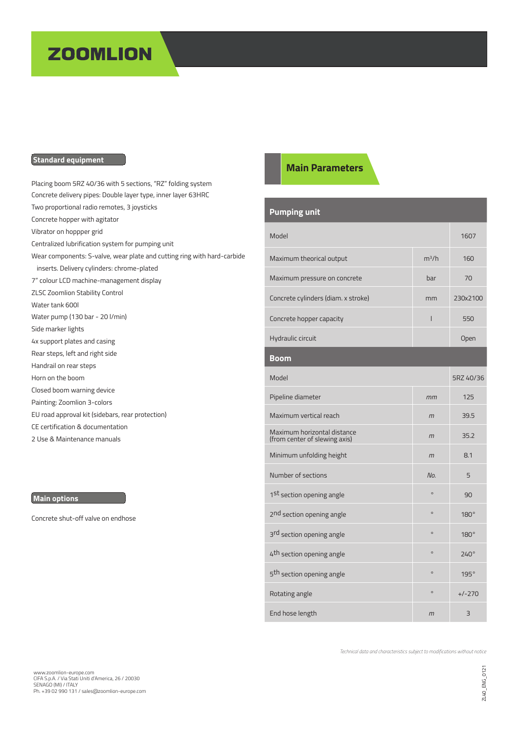ZOOMLION

## Standard equipment

Placing boom 5RZ 40/36 with 5 sections, "RZ" folding system
Concrete delivery pipes: Double layer type, inner layer 63HRC
Two proportional radio remotes, 3 joysticks
Concrete hopper with agitator
Vibrator on hoppper grid
Centralized lubrification system for pumping unit
Wear components: S-valve, wear plate and cutting ring with hard-carbide inserts. Delivery cylinders: chrome-plated
7" colour LCD machine-management display
ZLSC Zoomlion Stability Control
Water tank 600l
Water pump (130 bar - 20 l/min)
Side marker lights
4x support plates and casing
Rear steps, left and right side
Handrail on rear steps
Horn on the boom
Closed boom warning device
Painting: Zoomlion 3-colors
EU road approval kit (sidebars, rear protection)
CE certification & documentation
2 Use & Maintenance manuals

## Main options

Concrete shut-off valve on endhose

## Main Parameters

| Pumping unit | | |
|---|---|---|
| Model | | 1607 |
| Maximum theorical output | $m^3/h$ | 160 |
| Maximum pressure on concrete | bar | 70 |
| Concrete cylinders (diam. x stroke) | mm | 230x2100 |
| Concrete hopper capacity | l | 550 |
| Hydraulic circuit | | Open |
| **Boom** | | |
| Model | | 5RZ 40/36 |
| Pipeline diameter | *mm* | 125 |
| Maximum vertical reach | *m* | 39.5 |
| Maximum horizontal distance (from center of slewing axis) | *m* | 35.2 |
| Minimum unfolding height | *m* | 8.1 |
| Number of sections | *No.* | 5 |
| 1st section opening angle | ° | 90 |
| 2nd section opening angle | ° | 180° |
| 3rd section opening angle | ° | 180° |
| 4th section opening angle | ° | 240° |
| 5th section opening angle | ° | 195° |
| Rotating angle | ° | +/-270 |
| End hose length | *m* | 3 |

*Technical data and characteristics subject to modifications without notice*

www.zoomlion-europe.com
CIFA S.p.A. / Via Stati Uniti d'America, 26 / 20030
SENAGO (MI) / ITALY
Ph. +39 02 990 131 / sales@zoomlion-europe.com

ZL40_ENG_0121